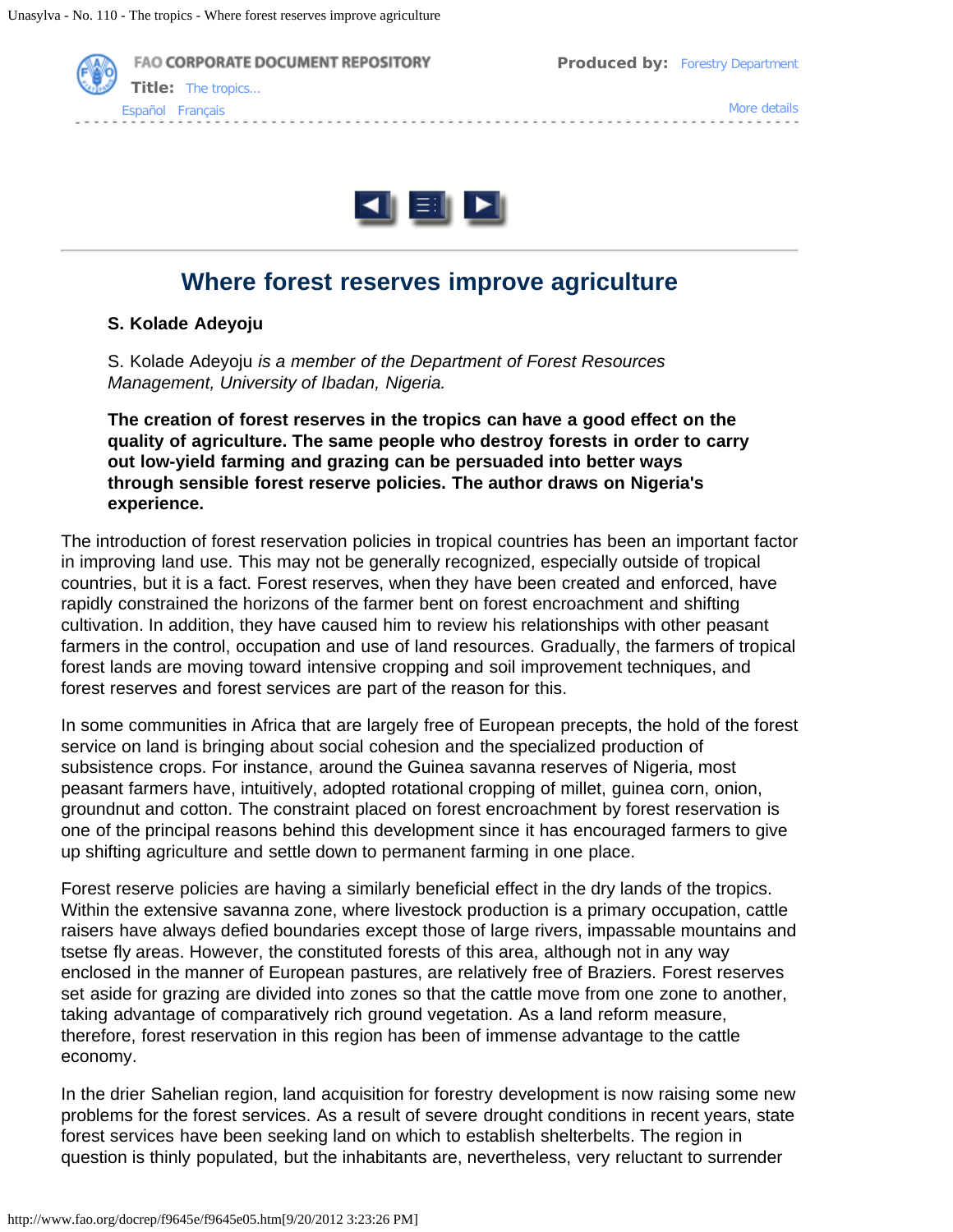# Where forest reserves improve agriculture

**S. Kolade Adeyoju**

S. Kolade Adeyoju *is a member of the Department of Forest Resources Management, University of Ibadan, Nigeria.*

**The creation of forest reserves in the tropics can have a good effect on the quality of agriculture. The same people who destroy forests in order to carry out low-yield farming and grazing can be persuaded into better ways through sensible forest reserve policies. The author draws on Nigeria's experience.**

The introduction of forest reservation policies in tropical countries has been an important factor in improving land use. This may not be generally recognized, especially outside of tropical countries, but it is a fact. Forest reserves, when they have been created and enforced, have rapidly constrained the horizons of the farmer bent on forest encroachment and shifting cultivation. In addition, they have caused him to review his relationships with other peasant farmers in the control, occupation and use of land resources. Gradually, the farmers of tropical forest lands are moving toward intensive cropping and soil improvement techniques, and forest reserves and forest services are part of the reason for this.

In some communities in Africa that are largely free of European precepts, the hold of the forest service on land is bringing about social cohesion and the specialized production of subsistence crops. For instance, around the Guinea savanna reserves of Nigeria, most peasant farmers have, intuitively, adopted rotational cropping of millet, guinea corn, onion, groundnut and cotton. The constraint placed on forest encroachment by forest reservation is one of the principal reasons behind this development since it has encouraged farmers to give up shifting agriculture and settle down to permanent farming in one place.

Forest reserve policies are having a similarly beneficial effect in the dry lands of the tropics. Within the extensive savanna zone, where livestock production is a primary occupation, cattle raisers have always defied boundaries except those of large rivers, impassable mountains and tsetse fly areas. However, the constituted forests of this area, although not in any way enclosed in the manner of European pastures, are relatively free of Braziers. Forest reserves set aside for grazing are divided into zones so that the cattle move from one zone to another, taking advantage of comparatively rich ground vegetation. As a land reform measure, therefore, forest reservation in this region has been of immense advantage to the cattle economy.

In the drier Sahelian region, land acquisition for forestry development is now raising some new problems for the forest services. As a result of severe drought conditions in recent years, state forest services have been seeking land on which to establish shelterbelts. The region in question is thinly populated, but the inhabitants are, nevertheless, very reluctant to surrender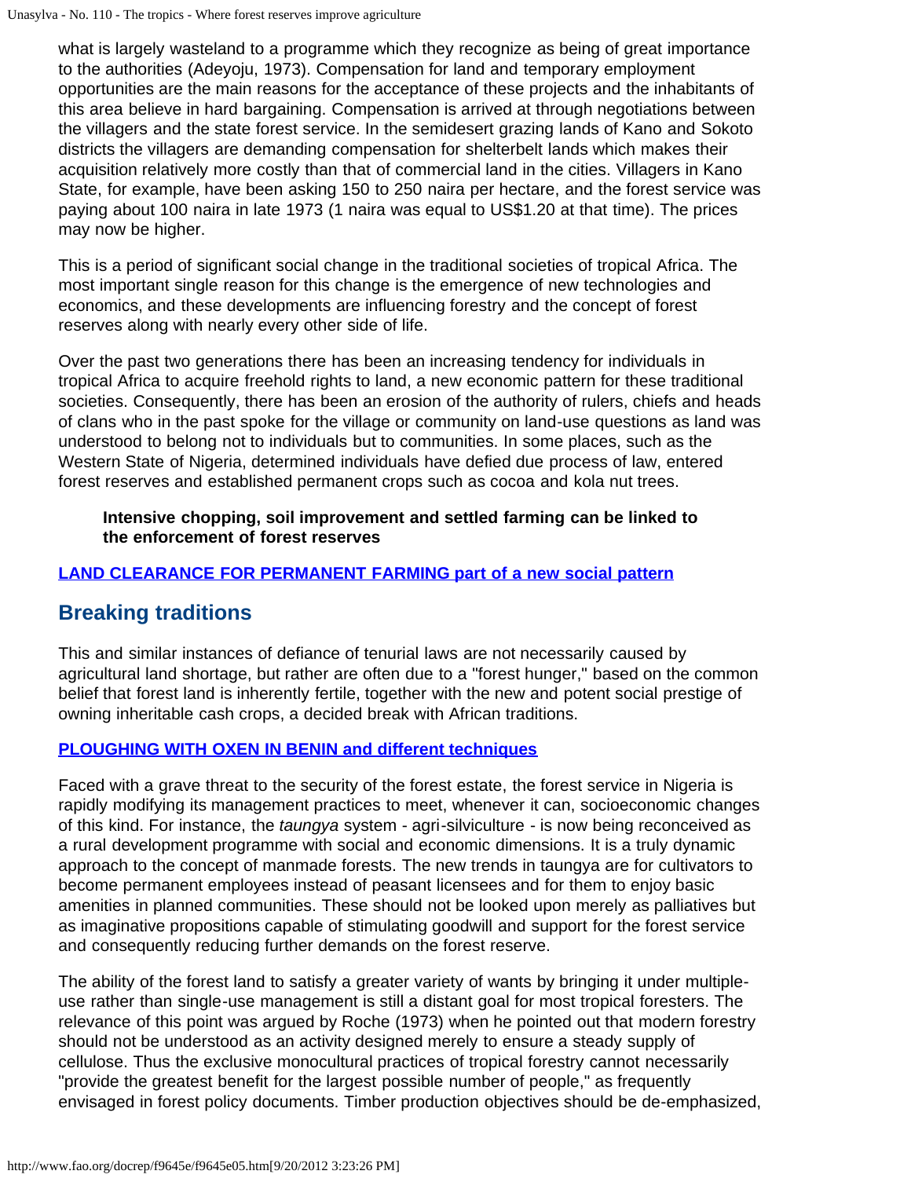what is largely wasteland to a programme which they recognize as being of great importance to the authorities (Adeyoju, 1973). Compensation for land and temporary employment opportunities are the main reasons for the acceptance of these projects and the inhabitants of this area believe in hard bargaining. Compensation is arrived at through negotiations between the villagers and the state forest service. In the semidesert grazing lands of Kano and Sokoto districts the villagers are demanding compensation for shelterbelt lands which makes their acquisition relatively more costly than that of commercial land in the cities. Villagers in Kano State, for example, have been asking 150 to 250 naira per hectare, and the forest service was paying about 100 naira in late 1973 (1 naira was equal to US$1.20 at that time). The prices may now be higher.

This is a period of significant social change in the traditional societies of tropical Africa. The most important single reason for this change is the emergence of new technologies and economics, and these developments are influencing forestry and the concept of forest reserves along with nearly every other side of life.

Over the past two generations there has been an increasing tendency for individuals in tropical Africa to acquire freehold rights to land, a new economic pattern for these traditional societies. Consequently, there has been an erosion of the authority of rulers, chiefs and heads of clans who in the past spoke for the village or community on land-use questions as land was understood to belong not to individuals but to communities. In some places, such as the Western State of Nigeria, determined individuals have defied due process of law, entered forest reserves and established permanent crops such as cocoa and kola nut trees.

> **Intensive chopping, soil improvement and settled farming can be linked to the enforcement of forest reserves**

LAND CLEARANCE FOR PERMANENT FARMING part of a new social pattern

## Breaking traditions

This and similar instances of defiance of tenurial laws are not necessarily caused by agricultural land shortage, but rather are often due to a "forest hunger," based on the common belief that forest land is inherently fertile, together with the new and potent social prestige of owning inheritable cash crops, a decided break with African traditions.

PLOUGHING WITH OXEN IN BENIN and different techniques

Faced with a grave threat to the security of the forest estate, the forest service in Nigeria is rapidly modifying its management practices to meet, whenever it can, socioeconomic changes of this kind. For instance, the *taungya* system - agri-silviculture - is now being reconceived as a rural development programme with social and economic dimensions. It is a truly dynamic approach to the concept of manmade forests. The new trends in taungya are for cultivators to become permanent employees instead of peasant licensees and for them to enjoy basic amenities in planned communities. These should not be looked upon merely as palliatives but as imaginative propositions capable of stimulating goodwill and support for the forest service and consequently reducing further demands on the forest reserve.

The ability of the forest land to satisfy a greater variety of wants by bringing it under multiple-use rather than single-use management is still a distant goal for most tropical foresters. The relevance of this point was argued by Roche (1973) when he pointed out that modern forestry should not be understood as an activity designed merely to ensure a steady supply of cellulose. Thus the exclusive monocultural practices of tropical forestry cannot necessarily "provide the greatest benefit for the largest possible number of people," as frequently envisaged in forest policy documents. Timber production objectives should be de-emphasized,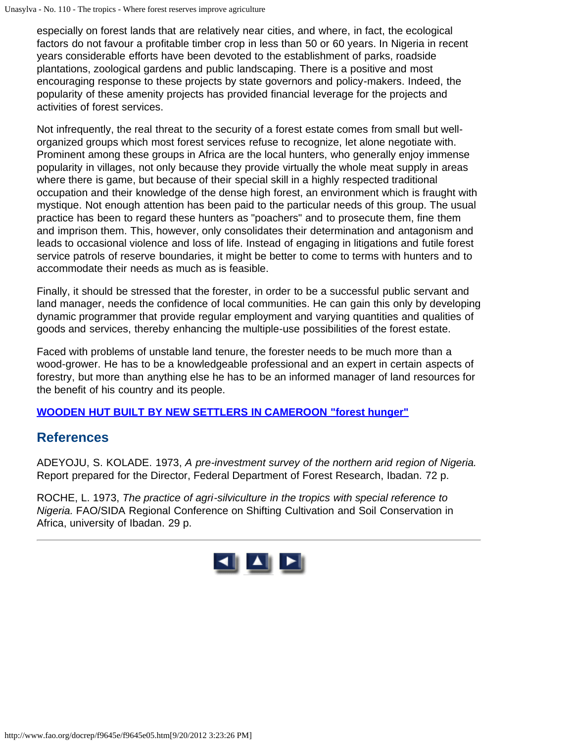especially on forest lands that are relatively near cities, and where, in fact, the ecological factors do not favour a profitable timber crop in less than 50 or 60 years. In Nigeria in recent years considerable efforts have been devoted to the establishment of parks, roadside plantations, zoological gardens and public landscaping. There is a positive and most encouraging response to these projects by state governors and policy-makers. Indeed, the popularity of these amenity projects has provided financial leverage for the projects and activities of forest services.

Not infrequently, the real threat to the security of a forest estate comes from small but well-organized groups which most forest services refuse to recognize, let alone negotiate with. Prominent among these groups in Africa are the local hunters, who generally enjoy immense popularity in villages, not only because they provide virtually the whole meat supply in areas where there is game, but because of their special skill in a highly respected traditional occupation and their knowledge of the dense high forest, an environment which is fraught with mystique. Not enough attention has been paid to the particular needs of this group. The usual practice has been to regard these hunters as "poachers" and to prosecute them, fine them and imprison them. This, however, only consolidates their determination and antagonism and leads to occasional violence and loss of life. Instead of engaging in litigations and futile forest service patrols of reserve boundaries, it might be better to come to terms with hunters and to accommodate their needs as much as is feasible.

Finally, it should be stressed that the forester, in order to be a successful public servant and land manager, needs the confidence of local communities. He can gain this only by developing dynamic programmer that provide regular employment and varying quantities and qualities of goods and services, thereby enhancing the multiple-use possibilities of the forest estate.

Faced with problems of unstable land tenure, the forester needs to be much more than a wood-grower. He has to be a knowledgeable professional and an expert in certain aspects of forestry, but more than anything else he has to be an informed manager of land resources for the benefit of his country and its people.

**WOODEN HUT BUILT BY NEW SETTLERS IN CAMEROON "forest hunger"**

## References

ADEYOJU, S. KOLADE. 1973, *A pre-investment survey of the northern arid region of Nigeria.* Report prepared for the Director, Federal Department of Forest Research, Ibadan. 72 p.

ROCHE, L. 1973, *The practice of agri-silviculture in the tropics with special reference to Nigeria.* FAO/SIDA Regional Conference on Shifting Cultivation and Soil Conservation in Africa, university of Ibadan. 29 p.